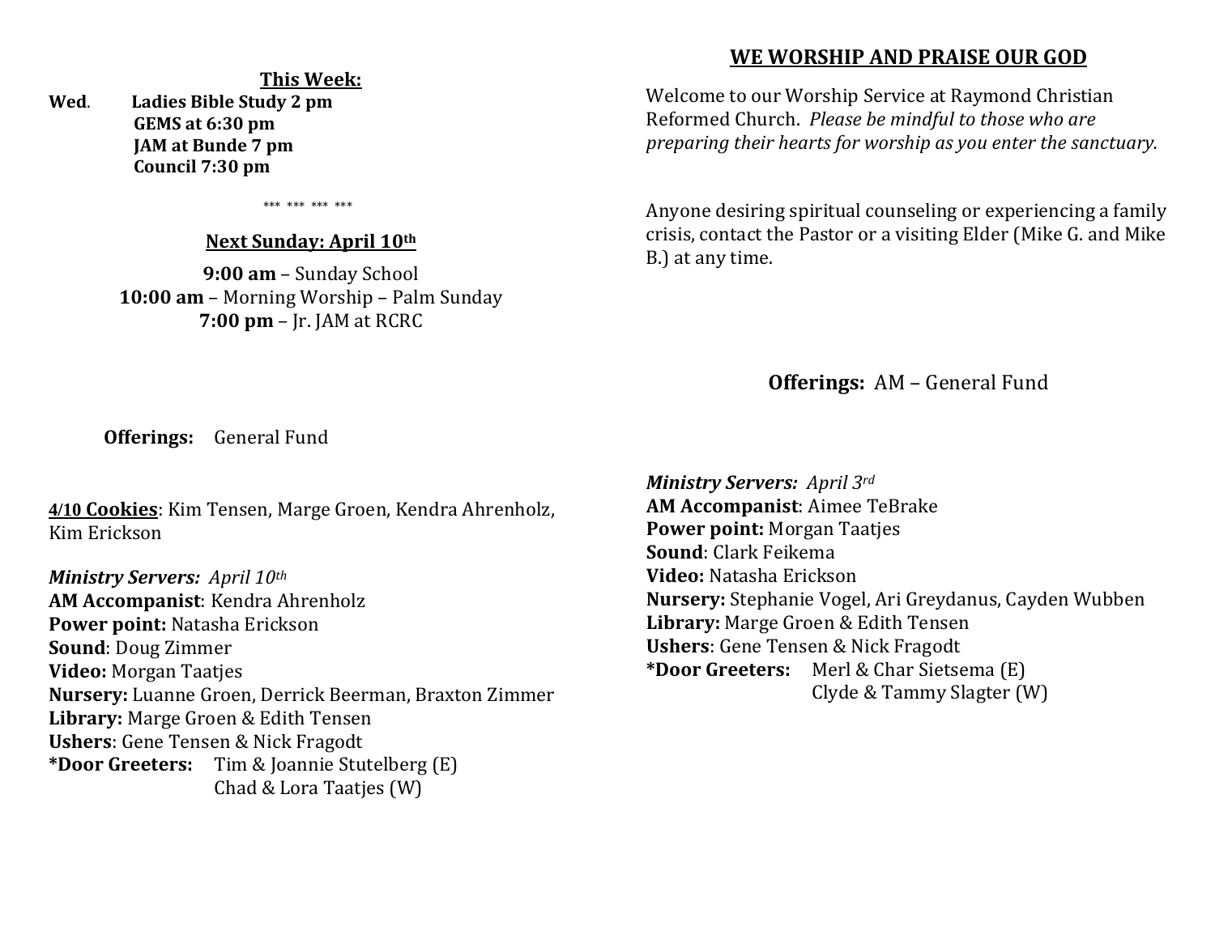**This Week:**

**Wed**. **Ladies Bible Study 2 pm**
**GEMS at 6:30 pm**
**JAM at Bunde 7 pm**
**Council 7:30 pm**

*** *** *** ***

**Next Sunday: April 10th**

**9:00 am** – Sunday School
**10:00 am** – Morning Worship – Palm Sunday
**7:00 pm** – Jr. JAM at RCRC

**Offerings:** General Fund

**4/10 Cookies**: Kim Tensen, Marge Groen, Kendra Ahrenholz, Kim Erickson

***Ministry Servers:*** *April 10th*
**AM Accompanist**: Kendra Ahrenholz
**Power point:** Natasha Erickson
**Sound**: Doug Zimmer
**Video:** Morgan Taatjes
**Nursery:** Luanne Groen, Derrick Beerman, Braxton Zimmer
**Library:** Marge Groen & Edith Tensen
**Ushers**: Gene Tensen & Nick Fragodt
***Door Greeters:** Tim & Joannie Stutelberg (E)
Chad & Lora Taatjes (W)

## WE WORSHIP AND PRAISE OUR GOD

Welcome to our Worship Service at Raymond Christian Reformed Church. *Please be mindful to those who are preparing their hearts for worship as you enter the sanctuary.*

Anyone desiring spiritual counseling or experiencing a family crisis, contact the Pastor or a visiting Elder (Mike G. and Mike B.) at any time.

**Offerings:** AM – General Fund

***Ministry Servers:*** *April 3rd*
**AM Accompanist**: Aimee TeBrake
**Power point:** Morgan Taatjes
**Sound**: Clark Feikema
**Video:** Natasha Erickson
**Nursery:** Stephanie Vogel, Ari Greydanus, Cayden Wubben
**Library:** Marge Groen & Edith Tensen
**Ushers**: Gene Tensen & Nick Fragodt
***Door Greeters:** Merl & Char Sietsema (E)
Clyde & Tammy Slagter (W)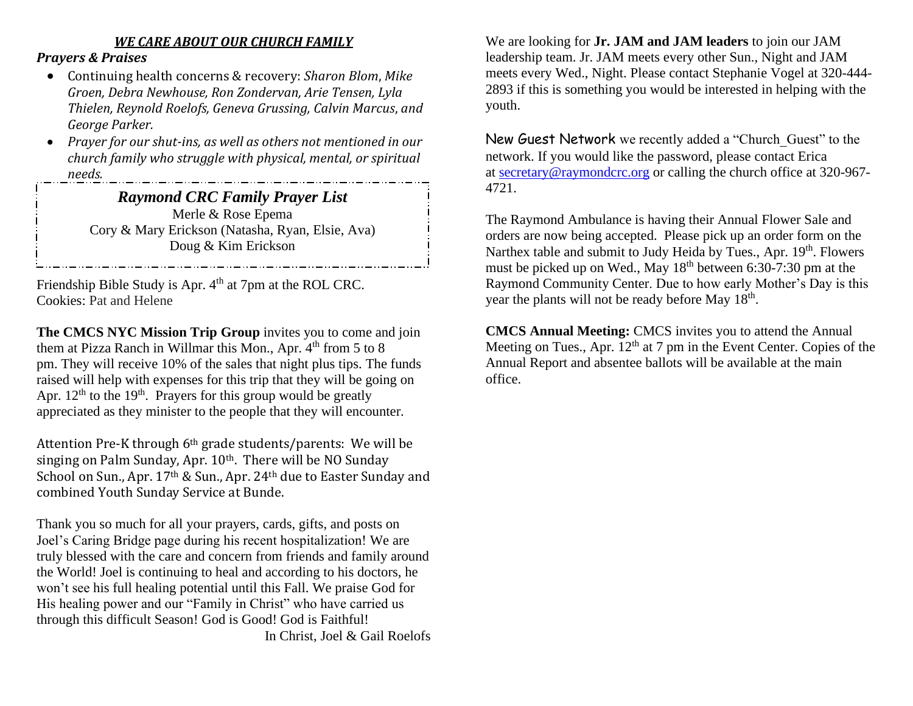***WE CARE ABOUT OUR CHURCH FAMILY***

***Prayers & Praises***

- Continuing health concerns & recovery: *Sharon Blom, Mike Groen, Debra Newhouse, Ron Zondervan, Arie Tensen, Lyla Thielen, Reynold Roelofs, Geneva Grussing, Calvin Marcus, and George Parker.*
- *Prayer for our shut-ins, as well as others not mentioned in our church family who struggle with physical, mental, or spiritual needs.*

***Raymond CRC Family Prayer List***

Merle & Rose Epema
Cory & Mary Erickson (Natasha, Ryan, Elsie, Ava)
Doug & Kim Erickson

Friendship Bible Study is Apr. 4th at 7pm at the ROL CRC. Cookies: Pat and Helene

**The CMCS NYC Mission Trip Group** invites you to come and join them at Pizza Ranch in Willmar this Mon., Apr. 4th from 5 to 8 pm. They will receive 10% of the sales that night plus tips. The funds raised will help with expenses for this trip that they will be going on Apr. 12th to the 19th. Prayers for this group would be greatly appreciated as they minister to the people that they will encounter.

Attention Pre-K through 6th grade students/parents: We will be singing on Palm Sunday, Apr. 10th. There will be NO Sunday School on Sun., Apr. 17th & Sun., Apr. 24th due to Easter Sunday and combined Youth Sunday Service at Bunde.

Thank you so much for all your prayers, cards, gifts, and posts on Joel's Caring Bridge page during his recent hospitalization! We are truly blessed with the care and concern from friends and family around the World! Joel is continuing to heal and according to his doctors, he won't see his full healing potential until this Fall. We praise God for His healing power and our "Family in Christ" who have carried us through this difficult Season! God is Good! God is Faithful!

In Christ, Joel & Gail Roelofs

We are looking for **Jr. JAM and JAM leaders** to join our JAM leadership team. Jr. JAM meets every other Sun., Night and JAM meets every Wed., Night. Please contact Stephanie Vogel at 320-444-2893 if this is something you would be interested in helping with the youth.

New Guest Network we recently added a "Church_Guest" to the network. If you would like the password, please contact Erica at secretary@raymondcrc.org or calling the church office at 320-967-4721.

The Raymond Ambulance is having their Annual Flower Sale and orders are now being accepted. Please pick up an order form on the Narthex table and submit to Judy Heida by Tues., Apr. 19th. Flowers must be picked up on Wed., May 18th between 6:30-7:30 pm at the Raymond Community Center. Due to how early Mother's Day is this year the plants will not be ready before May 18th.

**CMCS Annual Meeting:** CMCS invites you to attend the Annual Meeting on Tues., Apr. 12th at 7 pm in the Event Center. Copies of the Annual Report and absentee ballots will be available at the main office.